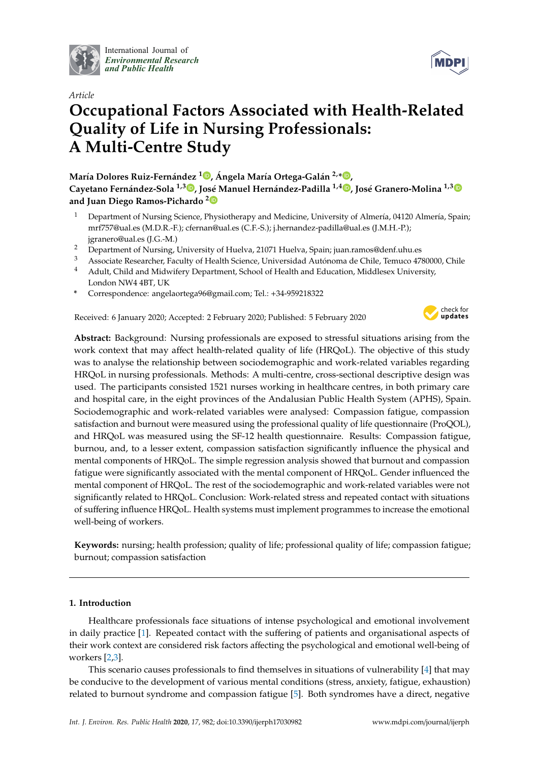International Journal of *Environmental Research and Public Health*

*Article*

# Occupational Factors Associated with Health-Related Quality of Life in Nursing Professionals: A Multi-Centre Study

**María Dolores Ruiz-Fernández [1], Ángela María Ortega-Galán [2,*], Cayetano Fernández-Sola [1,3], José Manuel Hernández-Padilla [1,4], José Granero-Molina [1,3] and Juan Diego Ramos-Pichardo [2]**

1. Department of Nursing Science, Physiotherapy and Medicine, University of Almería, 04120 Almería, Spain; mrf757@ual.es (M.D.R.-F.); cfernan@ual.es (C.F.-S.); j.hernandez-padilla@ual.es (J.M.H.-P.); jgranero@ual.es (J.G.-M.)
2. Department of Nursing, University of Huelva, 21071 Huelva, Spain; juan.ramos@denf.uhu.es
3. Associate Researcher, Faculty of Health Science, Universidad Autónoma de Chile, Temuco 4780000, Chile
4. Adult, Child and Midwifery Department, School of Health and Education, Middlesex University, London NW4 4BT, UK

\* Correspondence: angelaortega96@gmail.com; Tel.: +34-959218322

Received: 6 January 2020; Accepted: 2 February 2020; Published: 5 February 2020

**Abstract:** Background: Nursing professionals are exposed to stressful situations arising from the work context that may affect health-related quality of life (HRQoL). The objective of this study was to analyse the relationship between sociodemographic and work-related variables regarding HRQoL in nursing professionals. Methods: A multi-centre, cross-sectional descriptive design was used. The participants consisted 1521 nurses working in healthcare centres, in both primary care and hospital care, in the eight provinces of the Andalusian Public Health System (APHS), Spain. Sociodemographic and work-related variables were analysed: Compassion fatigue, compassion satisfaction and burnout were measured using the professional quality of life questionnaire (ProQOL), and HRQoL was measured using the SF-12 health questionnaire. Results: Compassion fatigue, burnou, and, to a lesser extent, compassion satisfaction significantly influence the physical and mental components of HRQoL. The simple regression analysis showed that burnout and compassion fatigue were significantly associated with the mental component of HRQoL. Gender influenced the mental component of HRQoL. The rest of the sociodemographic and work-related variables were not significantly related to HRQoL. Conclusion: Work-related stress and repeated contact with situations of suffering influence HRQoL. Health systems must implement programmes to increase the emotional well-being of workers.

**Keywords:** nursing; health profession; quality of life; professional quality of life; compassion fatigue; burnout; compassion satisfaction

## 1. Introduction

Healthcare professionals face situations of intense psychological and emotional involvement in daily practice [1]. Repeated contact with the suffering of patients and organisational aspects of their work context are considered risk factors affecting the psychological and emotional well-being of workers [2,3].

This scenario causes professionals to find themselves in situations of vulnerability [4] that may be conducive to the development of various mental conditions (stress, anxiety, fatigue, exhaustion) related to burnout syndrome and compassion fatigue [5]. Both syndromes have a direct, negative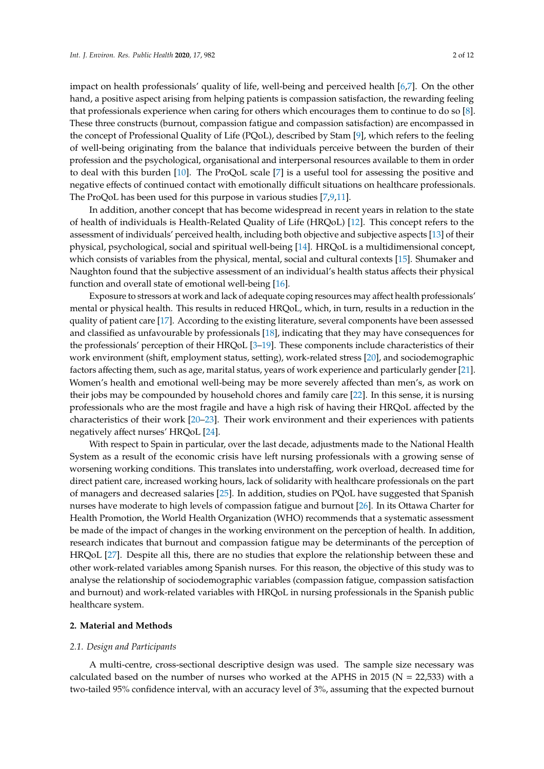impact on health professionals' quality of life, well-being and perceived health [6,7]. On the other hand, a positive aspect arising from helping patients is compassion satisfaction, the rewarding feeling that professionals experience when caring for others which encourages them to continue to do so [8]. These three constructs (burnout, compassion fatigue and compassion satisfaction) are encompassed in the concept of Professional Quality of Life (PQoL), described by Stam [9], which refers to the feeling of well-being originating from the balance that individuals perceive between the burden of their profession and the psychological, organisational and interpersonal resources available to them in order to deal with this burden [10]. The ProQoL scale [7] is a useful tool for assessing the positive and negative effects of continued contact with emotionally difficult situations on healthcare professionals. The ProQoL has been used for this purpose in various studies [7,9,11].

In addition, another concept that has become widespread in recent years in relation to the state of health of individuals is Health-Related Quality of Life (HRQoL) [12]. This concept refers to the assessment of individuals' perceived health, including both objective and subjective aspects [13] of their physical, psychological, social and spiritual well-being [14]. HRQoL is a multidimensional concept, which consists of variables from the physical, mental, social and cultural contexts [15]. Shumaker and Naughton found that the subjective assessment of an individual's health status affects their physical function and overall state of emotional well-being [16].

Exposure to stressors at work and lack of adequate coping resources may affect health professionals' mental or physical health. This results in reduced HRQoL, which, in turn, results in a reduction in the quality of patient care [17]. According to the existing literature, several components have been assessed and classified as unfavourable by professionals [18], indicating that they may have consequences for the professionals' perception of their HRQoL [3–19]. These components include characteristics of their work environment (shift, employment status, setting), work-related stress [20], and sociodemographic factors affecting them, such as age, marital status, years of work experience and particularly gender [21]. Women's health and emotional well-being may be more severely affected than men's, as work on their jobs may be compounded by household chores and family care [22]. In this sense, it is nursing professionals who are the most fragile and have a high risk of having their HRQoL affected by the characteristics of their work [20–23]. Their work environment and their experiences with patients negatively affect nurses' HRQoL [24].

With respect to Spain in particular, over the last decade, adjustments made to the National Health System as a result of the economic crisis have left nursing professionals with a growing sense of worsening working conditions. This translates into understaffing, work overload, decreased time for direct patient care, increased working hours, lack of solidarity with healthcare professionals on the part of managers and decreased salaries [25]. In addition, studies on PQoL have suggested that Spanish nurses have moderate to high levels of compassion fatigue and burnout [26]. In its Ottawa Charter for Health Promotion, the World Health Organization (WHO) recommends that a systematic assessment be made of the impact of changes in the working environment on the perception of health. In addition, research indicates that burnout and compassion fatigue may be determinants of the perception of HRQoL [27]. Despite all this, there are no studies that explore the relationship between these and other work-related variables among Spanish nurses. For this reason, the objective of this study was to analyse the relationship of sociodemographic variables (compassion fatigue, compassion satisfaction and burnout) and work-related variables with HRQoL in nursing professionals in the Spanish public healthcare system.

## 2. Material and Methods

### *2.1. Design and Participants*

A multi-centre, cross-sectional descriptive design was used. The sample size necessary was calculated based on the number of nurses who worked at the APHS in 2015 (N = 22,533) with a two-tailed 95% confidence interval, with an accuracy level of 3%, assuming that the expected burnout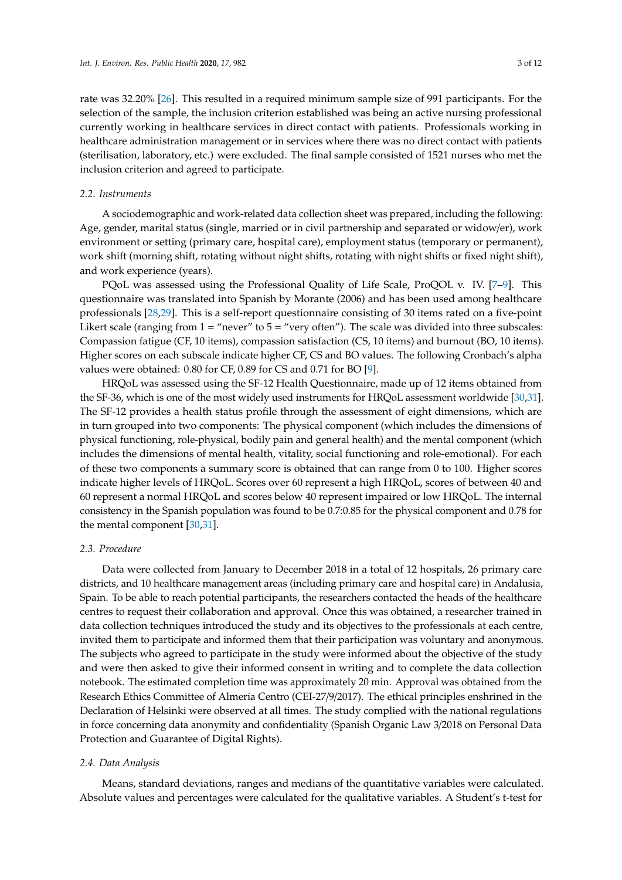rate was 32.20% [26]. This resulted in a required minimum sample size of 991 participants. For the selection of the sample, the inclusion criterion established was being an active nursing professional currently working in healthcare services in direct contact with patients. Professionals working in healthcare administration management or in services where there was no direct contact with patients (sterilisation, laboratory, etc.) were excluded. The final sample consisted of 1521 nurses who met the inclusion criterion and agreed to participate.

### 2.2. Instruments

A sociodemographic and work-related data collection sheet was prepared, including the following: Age, gender, marital status (single, married or in civil partnership and separated or widow/er), work environment or setting (primary care, hospital care), employment status (temporary or permanent), work shift (morning shift, rotating without night shifts, rotating with night shifts or fixed night shift), and work experience (years).

PQoL was assessed using the Professional Quality of Life Scale, ProQOL v. IV. [7–9]. This questionnaire was translated into Spanish by Morante (2006) and has been used among healthcare professionals [28,29]. This is a self-report questionnaire consisting of 30 items rated on a five-point Likert scale (ranging from 1 = "never" to 5 = "very often"). The scale was divided into three subscales: Compassion fatigue (CF, 10 items), compassion satisfaction (CS, 10 items) and burnout (BO, 10 items). Higher scores on each subscale indicate higher CF, CS and BO values. The following Cronbach's alpha values were obtained: 0.80 for CF, 0.89 for CS and 0.71 for BO [9].

HRQoL was assessed using the SF-12 Health Questionnaire, made up of 12 items obtained from the SF-36, which is one of the most widely used instruments for HRQoL assessment worldwide [30,31]. The SF-12 provides a health status profile through the assessment of eight dimensions, which are in turn grouped into two components: The physical component (which includes the dimensions of physical functioning, role-physical, bodily pain and general health) and the mental component (which includes the dimensions of mental health, vitality, social functioning and role-emotional). For each of these two components a summary score is obtained that can range from 0 to 100. Higher scores indicate higher levels of HRQoL. Scores over 60 represent a high HRQoL, scores of between 40 and 60 represent a normal HRQoL and scores below 40 represent impaired or low HRQoL. The internal consistency in the Spanish population was found to be 0.7:0.85 for the physical component and 0.78 for the mental component [30,31].

### 2.3. Procedure

Data were collected from January to December 2018 in a total of 12 hospitals, 26 primary care districts, and 10 healthcare management areas (including primary care and hospital care) in Andalusia, Spain. To be able to reach potential participants, the researchers contacted the heads of the healthcare centres to request their collaboration and approval. Once this was obtained, a researcher trained in data collection techniques introduced the study and its objectives to the professionals at each centre, invited them to participate and informed them that their participation was voluntary and anonymous. The subjects who agreed to participate in the study were informed about the objective of the study and were then asked to give their informed consent in writing and to complete the data collection notebook. The estimated completion time was approximately 20 min. Approval was obtained from the Research Ethics Committee of Almería Centro (CEI-27/9/2017). The ethical principles enshrined in the Declaration of Helsinki were observed at all times. The study complied with the national regulations in force concerning data anonymity and confidentiality (Spanish Organic Law 3/2018 on Personal Data Protection and Guarantee of Digital Rights).

### 2.4. Data Analysis

Means, standard deviations, ranges and medians of the quantitative variables were calculated. Absolute values and percentages were calculated for the qualitative variables. A Student's t-test for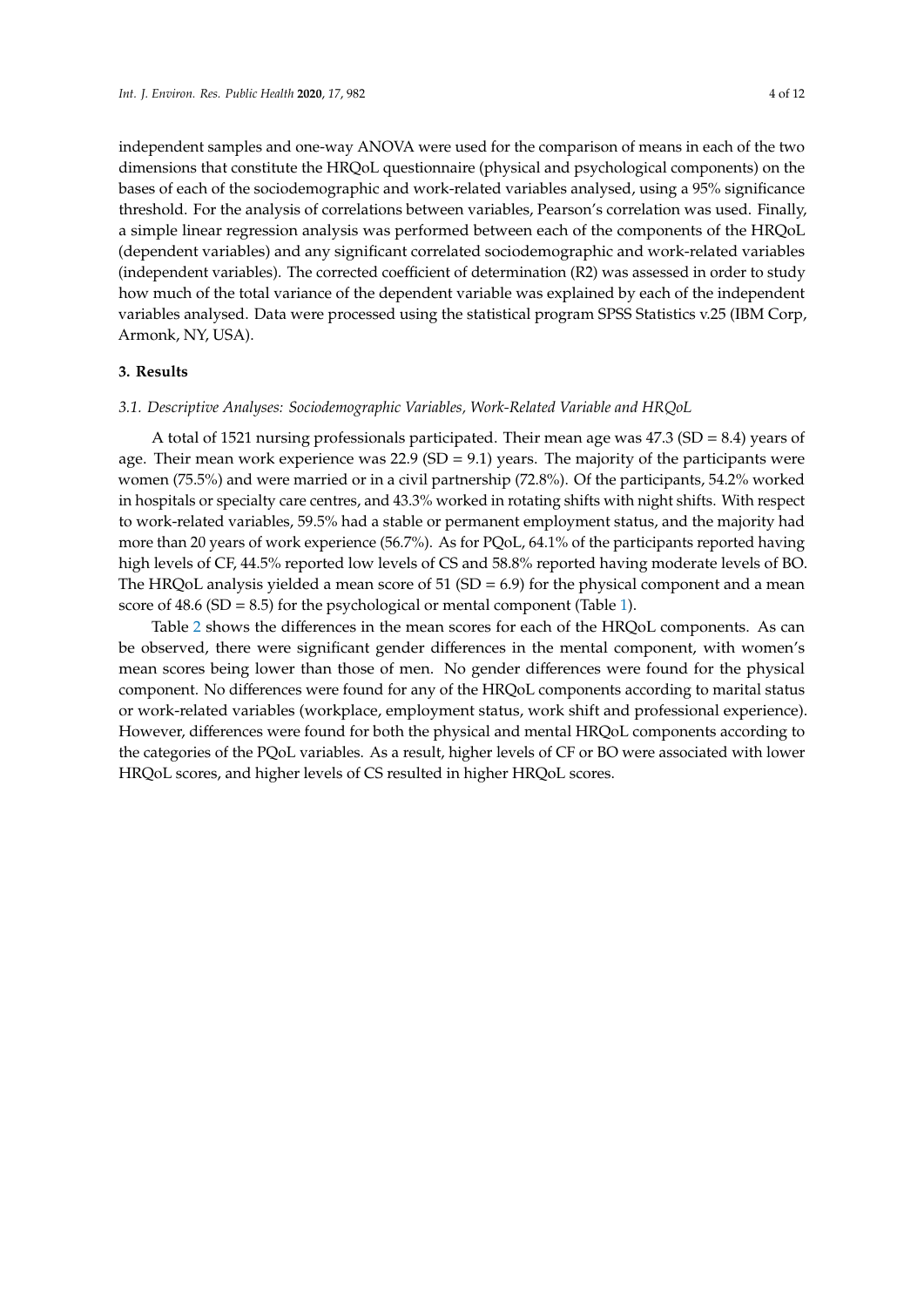independent samples and one-way ANOVA were used for the comparison of means in each of the two dimensions that constitute the HRQoL questionnaire (physical and psychological components) on the bases of each of the sociodemographic and work-related variables analysed, using a 95% significance threshold. For the analysis of correlations between variables, Pearson's correlation was used. Finally, a simple linear regression analysis was performed between each of the components of the HRQoL (dependent variables) and any significant correlated sociodemographic and work-related variables (independent variables). The corrected coefficient of determination (R2) was assessed in order to study how much of the total variance of the dependent variable was explained by each of the independent variables analysed. Data were processed using the statistical program SPSS Statistics v.25 (IBM Corp, Armonk, NY, USA).

## 3. Results

### *3.1. Descriptive Analyses: Sociodemographic Variables, Work-Related Variable and HRQoL*

A total of 1521 nursing professionals participated. Their mean age was 47.3 (SD = 8.4) years of age. Their mean work experience was 22.9 (SD = 9.1) years. The majority of the participants were women (75.5%) and were married or in a civil partnership (72.8%). Of the participants, 54.2% worked in hospitals or specialty care centres, and 43.3% worked in rotating shifts with night shifts. With respect to work-related variables, 59.5% had a stable or permanent employment status, and the majority had more than 20 years of work experience (56.7%). As for PQoL, 64.1% of the participants reported having high levels of CF, 44.5% reported low levels of CS and 58.8% reported having moderate levels of BO. The HRQoL analysis yielded a mean score of 51 (SD = 6.9) for the physical component and a mean score of 48.6 (SD = 8.5) for the psychological or mental component (Table 1).

Table 2 shows the differences in the mean scores for each of the HRQoL components. As can be observed, there were significant gender differences in the mental component, with women's mean scores being lower than those of men. No gender differences were found for the physical component. No differences were found for any of the HRQoL components according to marital status or work-related variables (workplace, employment status, work shift and professional experience). However, differences were found for both the physical and mental HRQoL components according to the categories of the PQoL variables. As a result, higher levels of CF or BO were associated with lower HRQoL scores, and higher levels of CS resulted in higher HRQoL scores.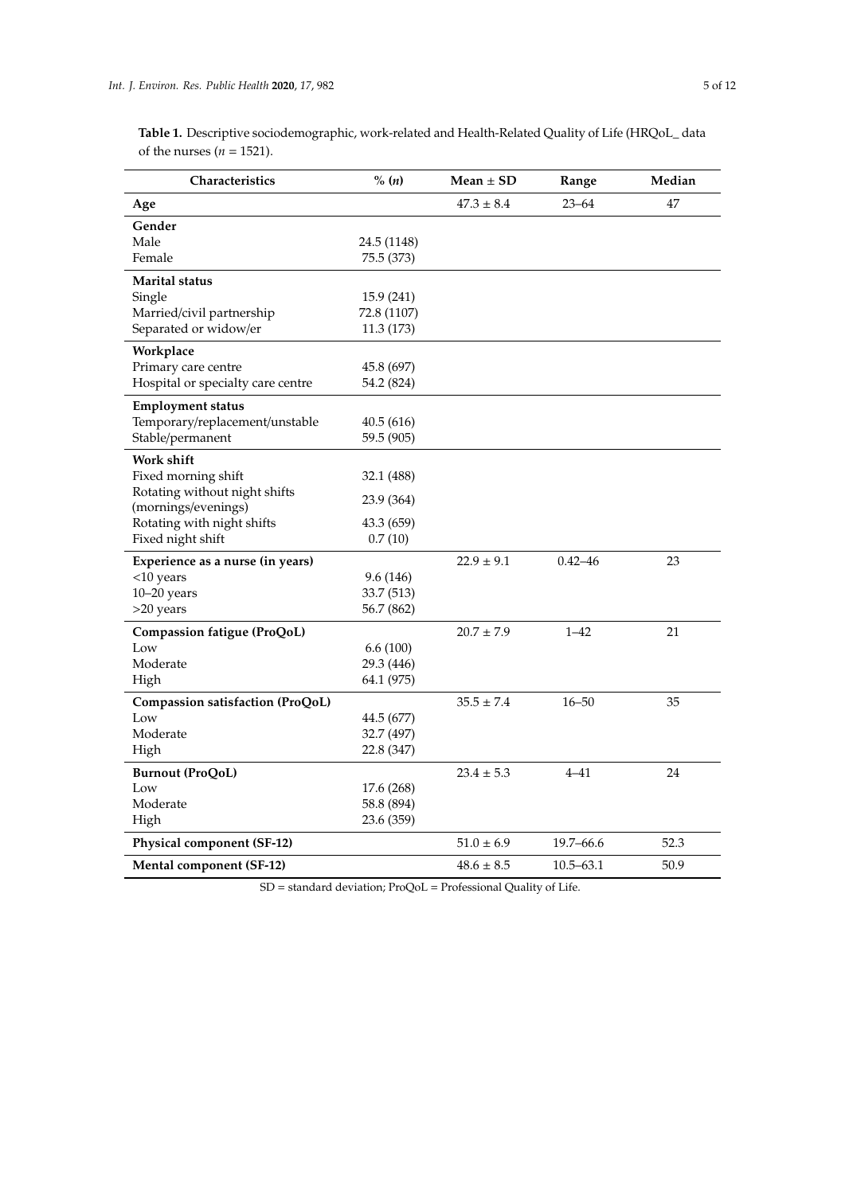**Table 1.** Descriptive sociodemographic, work-related and Health-Related Quality of Life (HRQoL_ data of the nurses ($n$ = 1521).

| Characteristics | % ($n$) | Mean ± SD | Range | Median |
|---|---|---|---|---|
| **Age** | | 47.3 ± 8.4 | 23–64 | 47 |
| **Gender** | | | | |
| Male | 24.5 (1148) | | | |
| Female | 75.5 (373) | | | |
| **Marital status** | | | | |
| Single | 15.9 (241) | | | |
| Married/civil partnership | 72.8 (1107) | | | |
| Separated or widow/er | 11.3 (173) | | | |
| **Workplace** | | | | |
| Primary care centre | 45.8 (697) | | | |
| Hospital or specialty care centre | 54.2 (824) | | | |
| **Employment status** | | | | |
| Temporary/replacement/unstable | 40.5 (616) | | | |
| Stable/permanent | 59.5 (905) | | | |
| **Work shift** | | | | |
| Fixed morning shift | 32.1 (488) | | | |
| Rotating without night shifts (mornings/evenings) | 23.9 (364) | | | |
| Rotating with night shifts | 43.3 (659) | | | |
| Fixed night shift | 0.7 (10) | | | |
| **Experience as a nurse (in years)** | | 22.9 ± 9.1 | 0.42–46 | 23 |
| <10 years | 9.6 (146) | | | |
| 10–20 years | 33.7 (513) | | | |
| >20 years | 56.7 (862) | | | |
| **Compassion fatigue (ProQoL)** | | 20.7 ± 7.9 | 1–42 | 21 |
| Low | 6.6 (100) | | | |
| Moderate | 29.3 (446) | | | |
| High | 64.1 (975) | | | |
| **Compassion satisfaction (ProQoL)** | | 35.5 ± 7.4 | 16–50 | 35 |
| Low | 44.5 (677) | | | |
| Moderate | 32.7 (497) | | | |
| High | 22.8 (347) | | | |
| **Burnout (ProQoL)** | | 23.4 ± 5.3 | 4–41 | 24 |
| Low | 17.6 (268) | | | |
| Moderate | 58.8 (894) | | | |
| High | 23.6 (359) | | | |
| **Physical component (SF-12)** | | 51.0 ± 6.9 | 19.7–66.6 | 52.3 |
| **Mental component (SF-12)** | | 48.6 ± 8.5 | 10.5–63.1 | 50.9 |

SD = standard deviation; ProQoL = Professional Quality of Life.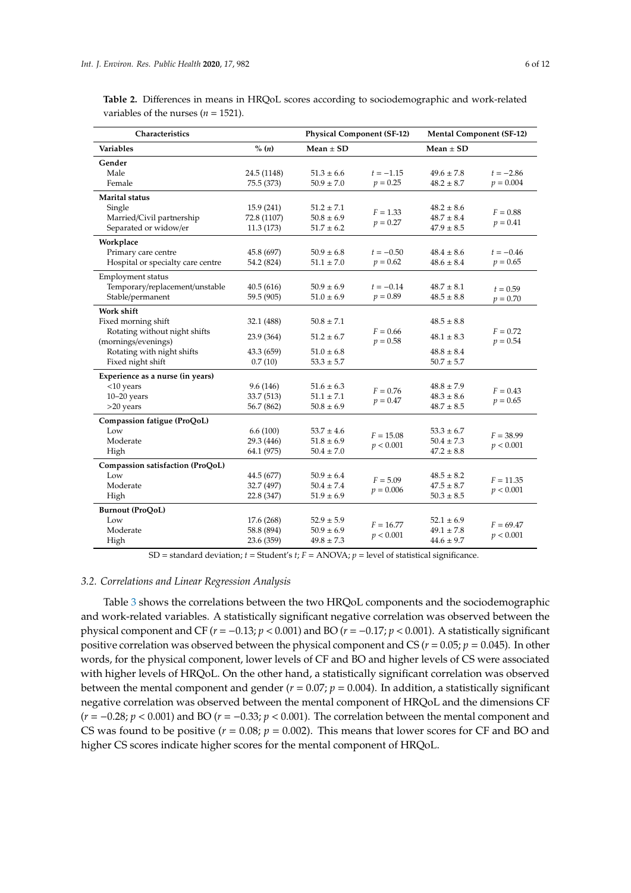**Table 2.** Differences in means in HRQoL scores according to sociodemographic and work-related variables of the nurses ($n$ = 1521).

| Characteristics | | Physical Component (SF-12) | | Mental Component (SF-12) | |
|---|---|---|---|---|---|
| **Variables** | **% ($n$)** | **Mean ± SD** | | **Mean ± SD** | |
| **Gender** | | | | | |
| Male | 24.5 (1148) | 51.3 ± 6.6 | $t = -1.15$ | 49.6 ± 7.8 | $t = -2.86$ |
| Female | 75.5 (373) | 50.9 ± 7.0 | $p = 0.25$ | 48.2 ± 8.7 | $p = 0.004$ |
| **Marital status** | | | | | |
| Single | 15.9 (241) | 51.2 ± 7.1 | $F = 1.33$ | 48.2 ± 8.6 | $F = 0.88$ |
| Married/Civil partnership | 72.8 (1107) | 50.8 ± 6.9 | $p = 0.27$ | 48.7 ± 8.4 | $p = 0.41$ |
| Separated or widow/er | 11.3 (173) | 51.7 ± 6.2 | | 47.9 ± 8.5 | |
| **Workplace** | | | | | |
| Primary care centre | 45.8 (697) | 50.9 ± 6.8 | $t = -0.50$ | 48.4 ± 8.6 | $t = -0.46$ |
| Hospital or specialty care centre | 54.2 (824) | 51.1 ± 7.0 | $p = 0.62$ | 48.6 ± 8.4 | $p = 0.65$ |
| Employment status | | | | | |
| Temporary/replacement/unstable | 40.5 (616) | 50.9 ± 6.9 | $t = -0.14$ | 48.7 ± 8.1 | $t = 0.59$ |
| Stable/permanent | 59.5 (905) | 51.0 ± 6.9 | $p = 0.89$ | 48.5 ± 8.8 | $p = 0.70$ |
| **Work shift** | | | | | |
| Fixed morning shift | 32.1 (488) | 50.8 ± 7.1 | | 48.5 ± 8.8 | |
| Rotating without night shifts (mornings/evenings) | 23.9 (364) | 51.2 ± 6.7 | $F = 0.66$ | 48.1 ± 8.3 | $F = 0.72$ |
| Rotating with night shifts | 43.3 (659) | 51.0 ± 6.8 | $p = 0.58$ | 48.8 ± 8.4 | $p = 0.54$ |
| Fixed night shift | 0.7 (10) | 53.3 ± 5.7 | | 50.7 ± 5.7 | |
| **Experience as a nurse (in years)** | | | | | |
| <10 years | 9.6 (146) | 51.6 ± 6.3 | $F = 0.76$ | 48.8 ± 7.9 | $F = 0.43$ |
| 10–20 years | 33.7 (513) | 51.1 ± 7.1 | $p = 0.47$ | 48.3 ± 8.6 | $p = 0.65$ |
| >20 years | 56.7 (862) | 50.8 ± 6.9 | | 48.7 ± 8.5 | |
| **Compassion fatigue (ProQoL)** | | | | | |
| Low | 6.6 (100) | 53.7 ± 4.6 | $F = 15.08$ | 53.3 ± 6.7 | $F = 38.99$ |
| Moderate | 29.3 (446) | 51.8 ± 6.9 | $p < 0.001$ | 50.4 ± 7.3 | $p < 0.001$ |
| High | 64.1 (975) | 50.4 ± 7.0 | | 47.2 ± 8.8 | |
| **Compassion satisfaction (ProQoL)** | | | | | |
| Low | 44.5 (677) | 50.9 ± 6.4 | $F = 5.09$ | 48.5 ± 8.2 | $F = 11.35$ |
| Moderate | 32.7 (497) | 50.4 ± 7.4 | $p = 0.006$ | 47.5 ± 8.7 | $p < 0.001$ |
| High | 22.8 (347) | 51.9 ± 6.9 | | 50.3 ± 8.5 | |
| **Burnout (ProQoL)** | | | | | |
| Low | 17.6 (268) | 52.9 ± 5.9 | $F = 16.77$ | 52.1 ± 6.9 | $F = 69.47$ |
| Moderate | 58.8 (894) | 50.9 ± 6.9 | $p < 0.001$ | 49.1 ± 7.8 | $p < 0.001$ |
| High | 23.6 (359) | 49.8 ± 7.3 | | 44.6 ± 9.7 | |

SD = standard deviation; $t$ = Student's $t$; $F$ = ANOVA; $p$ = level of statistical significance.

### 3.2. Correlations and Linear Regression Analysis

Table 3 shows the correlations between the two HRQoL components and the sociodemographic and work-related variables. A statistically significant negative correlation was observed between the physical component and CF ($r = -0.13$; $p < 0.001$) and BO ($r = -0.17$; $p < 0.001$). A statistically significant positive correlation was observed between the physical component and CS ($r = 0.05$; $p = 0.045$). In other words, for the physical component, lower levels of CF and BO and higher levels of CS were associated with higher levels of HRQoL. On the other hand, a statistically significant correlation was observed between the mental component and gender ($r = 0.07$; $p = 0.004$). In addition, a statistically significant negative correlation was observed between the mental component of HRQoL and the dimensions CF ($r = -0.28$; $p < 0.001$) and BO ($r = -0.33$; $p < 0.001$). The correlation between the mental component and CS was found to be positive ($r = 0.08$; $p = 0.002$). This means that lower scores for CF and BO and higher CS scores indicate higher scores for the mental component of HRQoL.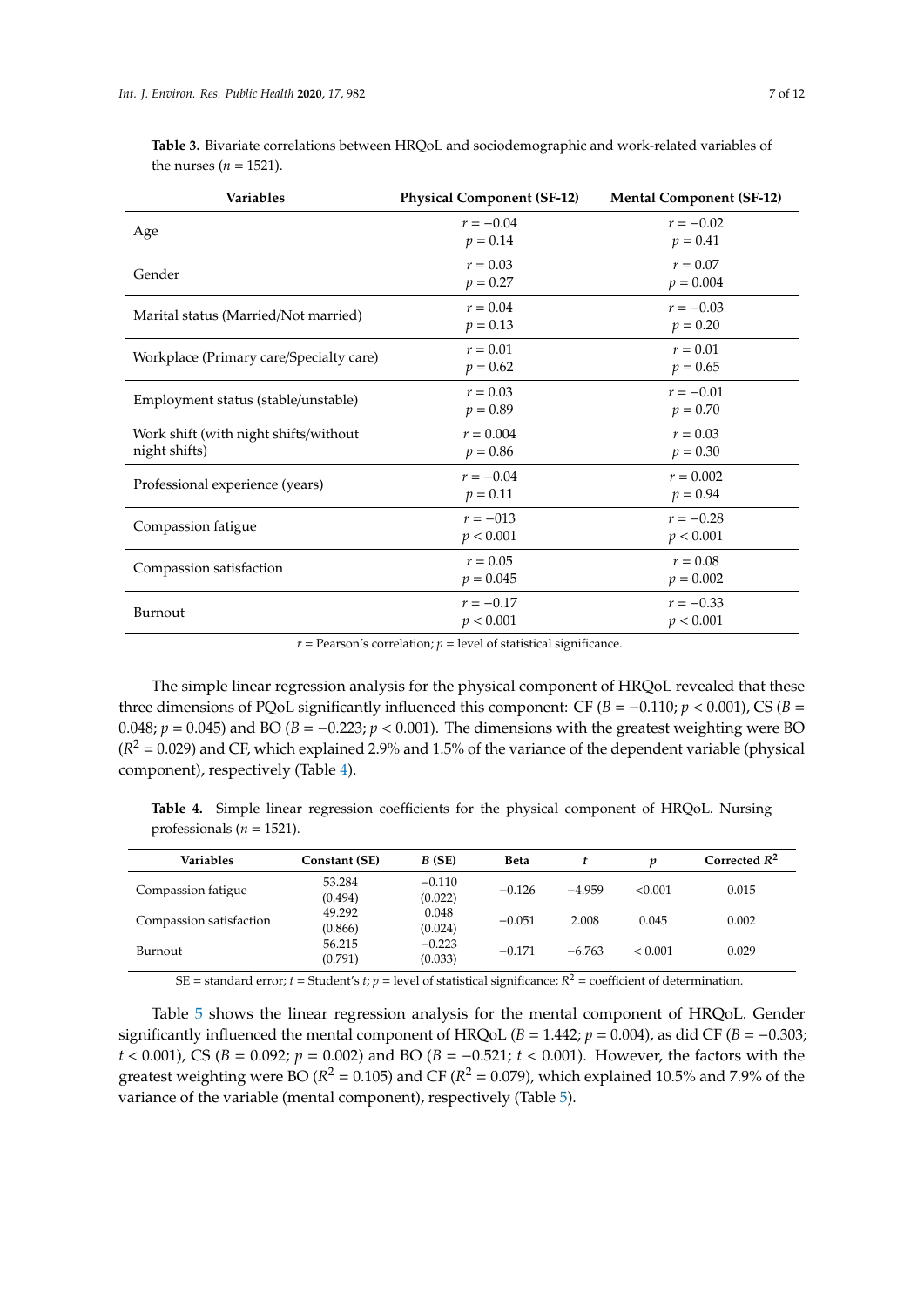**Table 3.** Bivariate correlations between HRQoL and sociodemographic and work-related variables of the nurses ($n$ = 1521).

| Variables | Physical Component (SF-12) | Mental Component (SF-12) |
|---|---|---|
| Age | $r = -0.04$<br>$p = 0.14$ | $r = -0.02$<br>$p = 0.41$ |
| Gender | $r = 0.03$<br>$p = 0.27$ | $r = 0.07$<br>$p = 0.004$ |
| Marital status (Married/Not married) | $r = 0.04$<br>$p = 0.13$ | $r = -0.03$<br>$p = 0.20$ |
| Workplace (Primary care/Specialty care) | $r = 0.01$<br>$p = 0.62$ | $r = 0.01$<br>$p = 0.65$ |
| Employment status (stable/unstable) | $r = 0.03$<br>$p = 0.89$ | $r = -0.01$<br>$p = 0.70$ |
| Work shift (with night shifts/without night shifts) | $r = 0.004$<br>$p = 0.86$ | $r = 0.03$<br>$p = 0.30$ |
| Professional experience (years) | $r = -0.04$<br>$p = 0.11$ | $r = 0.002$<br>$p = 0.94$ |
| Compassion fatigue | $r = -013$<br>$p < 0.001$ | $r = -0.28$<br>$p < 0.001$ |
| Compassion satisfaction | $r = 0.05$<br>$p = 0.045$ | $r = 0.08$<br>$p = 0.002$ |
| Burnout | $r = -0.17$<br>$p < 0.001$ | $r = -0.33$<br>$p < 0.001$ |

$r$ = Pearson's correlation; $p$ = level of statistical significance.

The simple linear regression analysis for the physical component of HRQoL revealed that these three dimensions of PQoL significantly influenced this component: CF ($B = -0.110$; $p < 0.001$), CS ($B = 0.048$; $p = 0.045$) and BO ($B = -0.223$; $p < 0.001$). The dimensions with the greatest weighting were BO ($R^2 = 0.029$) and CF, which explained 2.9% and 1.5% of the variance of the dependent variable (physical component), respectively (Table 4).

**Table 4.** Simple linear regression coefficients for the physical component of HRQoL. Nursing professionals ($n$ = 1521).

| Variables | Constant (SE) | $B$ (SE) | Beta | $t$ | $p$ | Corrected $R^2$ |
|---|---|---|---|---|---|---|
| Compassion fatigue | 53.284<br>(0.494) | −0.110<br>(0.022) | −0.126 | −4.959 | <0.001 | 0.015 |
| Compassion satisfaction | 49.292<br>(0.866) | 0.048<br>(0.024) | −0.051 | 2.008 | 0.045 | 0.002 |
| Burnout | 56.215<br>(0.791) | −0.223<br>(0.033) | −0.171 | −6.763 | < 0.001 | 0.029 |

SE = standard error; $t$ = Student's $t$; $p$ = level of statistical significance; $R^2$ = coefficient of determination.

Table 5 shows the linear regression analysis for the mental component of HRQoL. Gender significantly influenced the mental component of HRQoL ($B = 1.442$; $p = 0.004$), as did CF ($B = -0.303$; $t < 0.001$), CS ($B = 0.092$; $p = 0.002$) and BO ($B = -0.521$; $t < 0.001$). However, the factors with the greatest weighting were BO ($R^2 = 0.105$) and CF ($R^2 = 0.079$), which explained 10.5% and 7.9% of the variance of the variable (mental component), respectively (Table 5).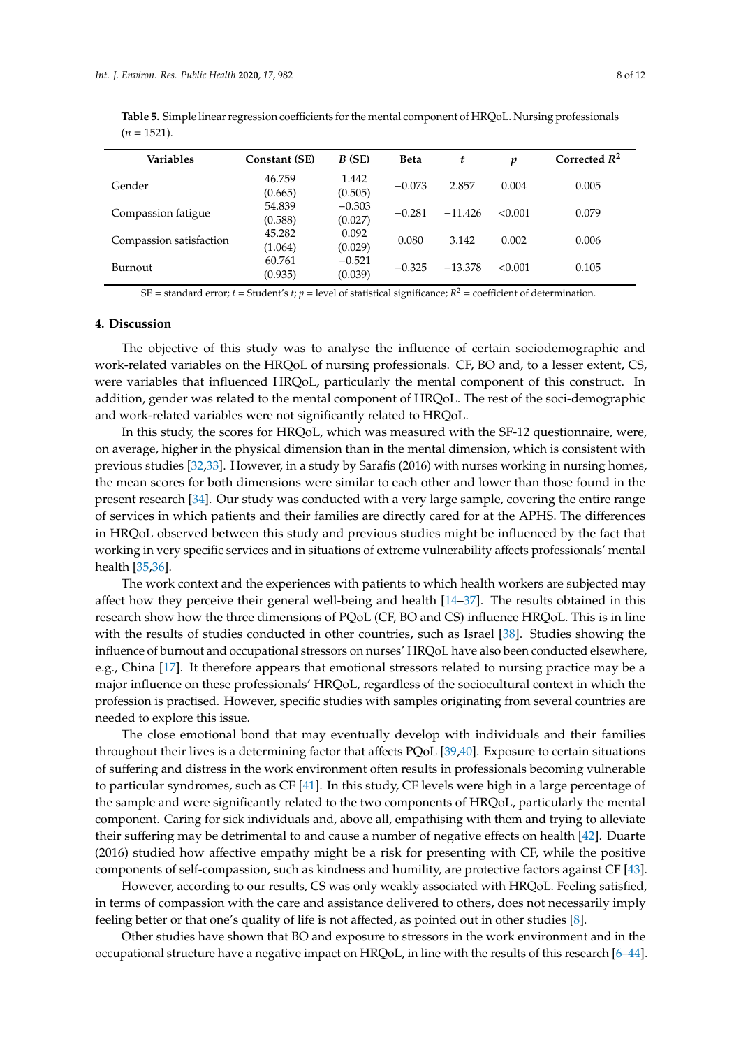**Table 5.** Simple linear regression coefficients for the mental component of HRQoL. Nursing professionals ($n$ = 1521).

| Variables | Constant (SE) | *B* (SE) | Beta | *t* | *p* | Corrected $R^2$ |
|---|---|---|---|---|---|---|
| Gender | 46.759 (0.665) | 1.442 (0.505) | −0.073 | 2.857 | 0.004 | 0.005 |
| Compassion fatigue | 54.839 (0.588) | −0.303 (0.027) | −0.281 | −11.426 | <0.001 | 0.079 |
| Compassion satisfaction | 45.282 (1.064) | 0.092 (0.029) | 0.080 | 3.142 | 0.002 | 0.006 |
| Burnout | 60.761 (0.935) | −0.521 (0.039) | −0.325 | −13.378 | <0.001 | 0.105 |

SE = standard error; $t$ = Student's $t$; $p$ = level of statistical significance; $R^2$ = coefficient of determination.

## 4. Discussion

The objective of this study was to analyse the influence of certain sociodemographic and work-related variables on the HRQoL of nursing professionals. CF, BO and, to a lesser extent, CS, were variables that influenced HRQoL, particularly the mental component of this construct. In addition, gender was related to the mental component of HRQoL. The rest of the soci-demographic and work-related variables were not significantly related to HRQoL.

In this study, the scores for HRQoL, which was measured with the SF-12 questionnaire, were, on average, higher in the physical dimension than in the mental dimension, which is consistent with previous studies [32,33]. However, in a study by Sarafis (2016) with nurses working in nursing homes, the mean scores for both dimensions were similar to each other and lower than those found in the present research [34]. Our study was conducted with a very large sample, covering the entire range of services in which patients and their families are directly cared for at the APHS. The differences in HRQoL observed between this study and previous studies might be influenced by the fact that working in very specific services and in situations of extreme vulnerability affects professionals' mental health [35,36].

The work context and the experiences with patients to which health workers are subjected may affect how they perceive their general well-being and health [14–37]. The results obtained in this research show how the three dimensions of PQoL (CF, BO and CS) influence HRQoL. This is in line with the results of studies conducted in other countries, such as Israel [38]. Studies showing the influence of burnout and occupational stressors on nurses' HRQoL have also been conducted elsewhere, e.g., China [17]. It therefore appears that emotional stressors related to nursing practice may be a major influence on these professionals' HRQoL, regardless of the sociocultural context in which the profession is practised. However, specific studies with samples originating from several countries are needed to explore this issue.

The close emotional bond that may eventually develop with individuals and their families throughout their lives is a determining factor that affects PQoL [39,40]. Exposure to certain situations of suffering and distress in the work environment often results in professionals becoming vulnerable to particular syndromes, such as CF [41]. In this study, CF levels were high in a large percentage of the sample and were significantly related to the two components of HRQoL, particularly the mental component. Caring for sick individuals and, above all, empathising with them and trying to alleviate their suffering may be detrimental to and cause a number of negative effects on health [42]. Duarte (2016) studied how affective empathy might be a risk for presenting with CF, while the positive components of self-compassion, such as kindness and humility, are protective factors against CF [43].

However, according to our results, CS was only weakly associated with HRQoL. Feeling satisfied, in terms of compassion with the care and assistance delivered to others, does not necessarily imply feeling better or that one's quality of life is not affected, as pointed out in other studies [8].

Other studies have shown that BO and exposure to stressors in the work environment and in the occupational structure have a negative impact on HRQoL, in line with the results of this research [6–44].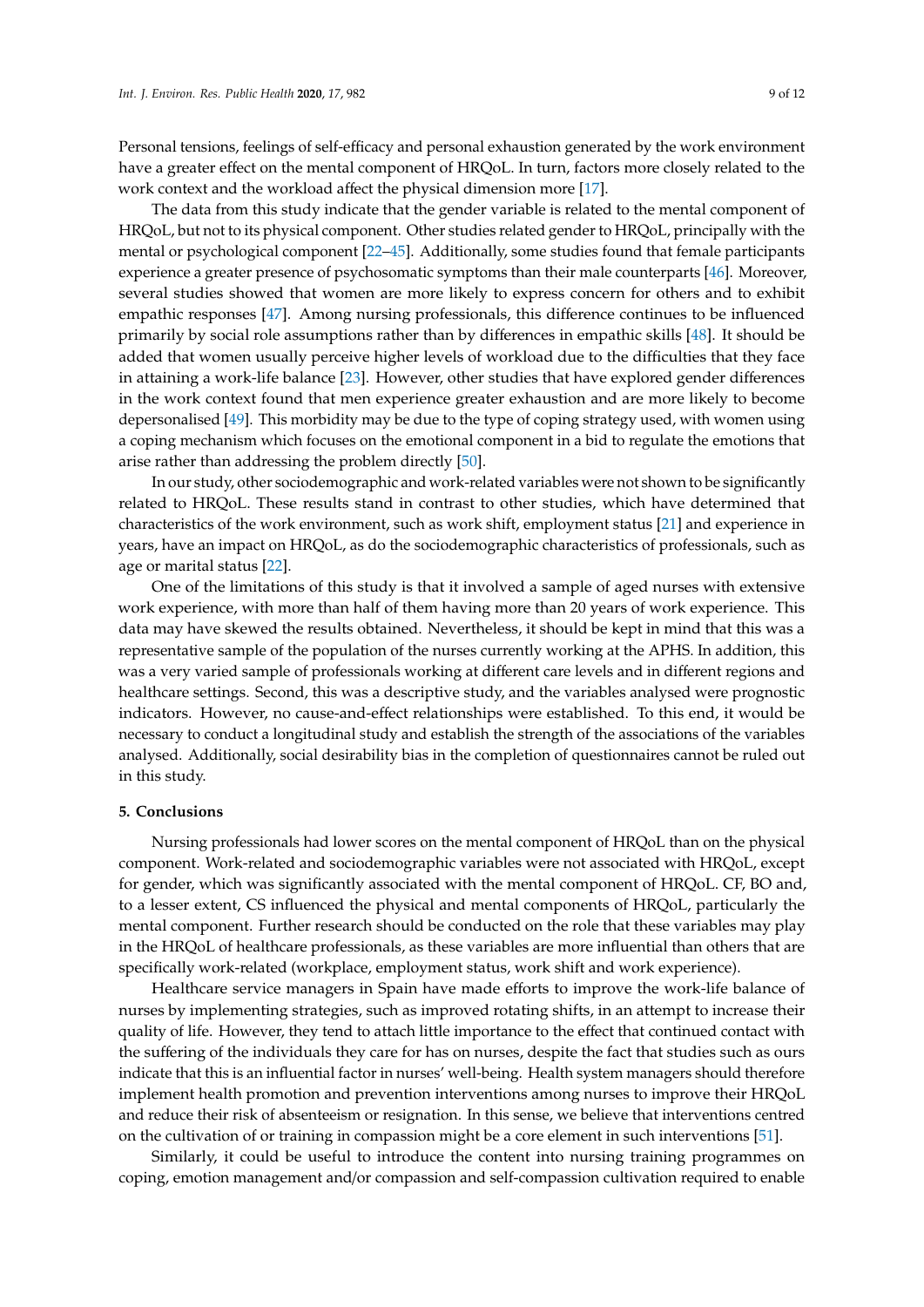Personal tensions, feelings of self-efficacy and personal exhaustion generated by the work environment have a greater effect on the mental component of HRQoL. In turn, factors more closely related to the work context and the workload affect the physical dimension more [17].

The data from this study indicate that the gender variable is related to the mental component of HRQoL, but not to its physical component. Other studies related gender to HRQoL, principally with the mental or psychological component [22–45]. Additionally, some studies found that female participants experience a greater presence of psychosomatic symptoms than their male counterparts [46]. Moreover, several studies showed that women are more likely to express concern for others and to exhibit empathic responses [47]. Among nursing professionals, this difference continues to be influenced primarily by social role assumptions rather than by differences in empathic skills [48]. It should be added that women usually perceive higher levels of workload due to the difficulties that they face in attaining a work-life balance [23]. However, other studies that have explored gender differences in the work context found that men experience greater exhaustion and are more likely to become depersonalised [49]. This morbidity may be due to the type of coping strategy used, with women using a coping mechanism which focuses on the emotional component in a bid to regulate the emotions that arise rather than addressing the problem directly [50].

In our study, other sociodemographic and work-related variables were not shown to be significantly related to HRQoL. These results stand in contrast to other studies, which have determined that characteristics of the work environment, such as work shift, employment status [21] and experience in years, have an impact on HRQoL, as do the sociodemographic characteristics of professionals, such as age or marital status [22].

One of the limitations of this study is that it involved a sample of aged nurses with extensive work experience, with more than half of them having more than 20 years of work experience. This data may have skewed the results obtained. Nevertheless, it should be kept in mind that this was a representative sample of the population of the nurses currently working at the APHS. In addition, this was a very varied sample of professionals working at different care levels and in different regions and healthcare settings. Second, this was a descriptive study, and the variables analysed were prognostic indicators. However, no cause-and-effect relationships were established. To this end, it would be necessary to conduct a longitudinal study and establish the strength of the associations of the variables analysed. Additionally, social desirability bias in the completion of questionnaires cannot be ruled out in this study.

## 5. Conclusions

Nursing professionals had lower scores on the mental component of HRQoL than on the physical component. Work-related and sociodemographic variables were not associated with HRQoL, except for gender, which was significantly associated with the mental component of HRQoL. CF, BO and, to a lesser extent, CS influenced the physical and mental components of HRQoL, particularly the mental component. Further research should be conducted on the role that these variables may play in the HRQoL of healthcare professionals, as these variables are more influential than others that are specifically work-related (workplace, employment status, work shift and work experience).

Healthcare service managers in Spain have made efforts to improve the work-life balance of nurses by implementing strategies, such as improved rotating shifts, in an attempt to increase their quality of life. However, they tend to attach little importance to the effect that continued contact with the suffering of the individuals they care for has on nurses, despite the fact that studies such as ours indicate that this is an influential factor in nurses' well-being. Health system managers should therefore implement health promotion and prevention interventions among nurses to improve their HRQoL and reduce their risk of absenteeism or resignation. In this sense, we believe that interventions centred on the cultivation of or training in compassion might be a core element in such interventions [51].

Similarly, it could be useful to introduce the content into nursing training programmes on coping, emotion management and/or compassion and self-compassion cultivation required to enable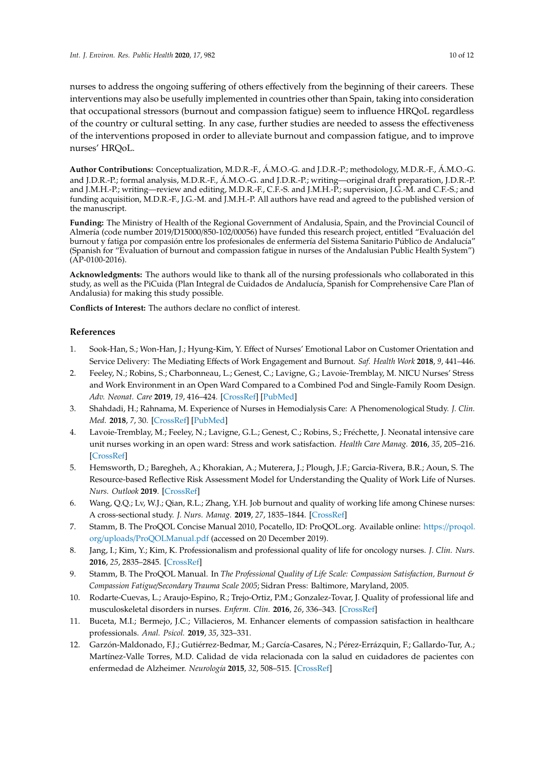nurses to address the ongoing suffering of others effectively from the beginning of their careers. These interventions may also be usefully implemented in countries other than Spain, taking into consideration that occupational stressors (burnout and compassion fatigue) seem to influence HRQoL regardless of the country or cultural setting. In any case, further studies are needed to assess the effectiveness of the interventions proposed in order to alleviate burnout and compassion fatigue, and to improve nurses' HRQoL.

**Author Contributions:** Conceptualization, M.D.R.-F., Á.M.O.-G. and J.D.R.-P.; methodology, M.D.R.-F., Á.M.O.-G. and J.D.R.-P.; formal analysis, M.D.R.-F., Á.M.O.-G. and J.D.R.-P.; writing—original draft preparation, J.D.R.-P. and J.M.H.-P.; writing—review and editing, M.D.R.-F., C.F.-S. and J.M.H.-P.; supervision, J.G.-M. and C.F.-S.; and funding acquisition, M.D.R.-F., J.G.-M. and J.M.H.-P. All authors have read and agreed to the published version of the manuscript.

**Funding:** The Ministry of Health of the Regional Government of Andalusia, Spain, and the Provincial Council of Almería (code number 2019/D15000/850-102/00056) have funded this research project, entitled "Evaluación del burnout y fatiga por compasión entre los profesionales de enfermería del Sistema Sanitario Público de Andalucía" (Spanish for "Evaluation of burnout and compassion fatigue in nurses of the Andalusian Public Health System") (AP-0100-2016).

**Acknowledgments:** The authors would like to thank all of the nursing professionals who collaborated in this study, as well as the PiCuida (Plan Integral de Cuidados de Andalucía, Spanish for Comprehensive Care Plan of Andalusia) for making this study possible.

**Conflicts of Interest:** The authors declare no conflict of interest.

## References

1. Sook-Han, S.; Won-Han, J.; Hyung-Kim, Y. Effect of Nurses' Emotional Labor on Customer Orientation and Service Delivery: The Mediating Effects of Work Engagement and Burnout. *Saf. Health Work* **2018**, *9*, 441–446.
2. Feeley, N.; Robins, S.; Charbonneau, L.; Genest, C.; Lavigne, G.; Lavoie-Tremblay, M. NICU Nurses' Stress and Work Environment in an Open Ward Compared to a Combined Pod and Single-Family Room Design. *Adv. Neonat. Care* **2019**, *19*, 416–424. [CrossRef] [PubMed]
3. Shahdadi, H.; Rahnama, M. Experience of Nurses in Hemodialysis Care: A Phenomenological Study. *J. Clin. Med.* **2018**, *7*, 30. [CrossRef] [PubMed]
4. Lavoie-Tremblay, M.; Feeley, N.; Lavigne, G.L.; Genest, C.; Robins, S.; Fréchette, J. Neonatal intensive care unit nurses working in an open ward: Stress and work satisfaction. *Health Care Manag.* **2016**, *35*, 205–216. [CrossRef]
5. Hemsworth, D.; Baregheh, A.; Khorakian, A.; Muterera, J.; Plough, J.F.; Garcia-Rivera, B.R.; Aoun, S. The Resource-based Reflective Risk Assessment Model for Understanding the Quality of Work Life of Nurses. *Nurs. Outlook* **2019**. [CrossRef]
6. Wang, Q.Q.; Lv, W.J.; Qian, R.L.; Zhang, Y.H. Job burnout and quality of working life among Chinese nurses: A cross-sectional study. *J. Nurs. Manag.* **2019**, *27*, 1835–1844. [CrossRef]
7. Stamm, B. The ProQOL Concise Manual 2010, Pocatello, ID: ProQOL.org. Available online: https://proqol.org/uploads/ProQOLManual.pdf (accessed on 20 December 2019).
8. Jang, I.; Kim, Y.; Kim, K. Professionalism and professional quality of life for oncology nurses. *J. Clin. Nurs.* **2016**, *25*, 2835–2845. [CrossRef]
9. Stamm, B. The ProQOL Manual. In *The Professional Quality of Life Scale: Compassion Satisfaction, Burnout & Compassion Fatigue/Secondary Trauma Scale 2005*; Sidran Press: Baltimore, Maryland, 2005.
10. Rodarte-Cuevas, L.; Araujo-Espino, R.; Trejo-Ortiz, P.M.; Gonzalez-Tovar, J. Quality of professional life and musculoskeletal disorders in nurses. *Enferm. Clin.* **2016**, *26*, 336–343. [CrossRef]
11. Buceta, M.I.; Bermejo, J.C.; Villacieros, M. Enhancer elements of compassion satisfaction in healthcare professionals. *Anal. Psicol.* **2019**, *35*, 323–331.
12. Garzón-Maldonado, F.J.; Gutiérrez-Bedmar, M.; García-Casares, N.; Pérez-Errázquin, F.; Gallardo-Tur, A.; Martínez-Valle Torres, M.D. Calidad de vida relacionada con la salud en cuidadores de pacientes con enfermedad de Alzheimer. *Neurología* **2015**, *32*, 508–515. [CrossRef]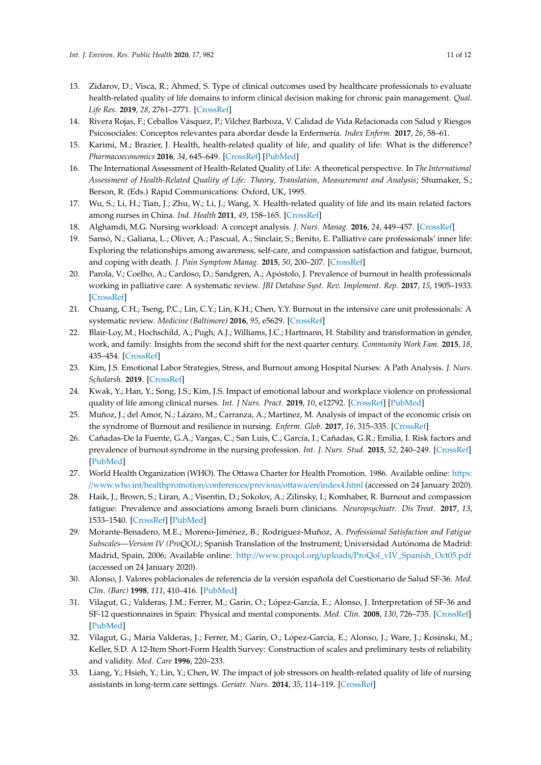13. Zidarov, D.; Visca, R.; Ahmed, S. Type of clinical outcomes used by healthcare professionals to evaluate health-related quality of life domains to inform clinical decision making for chronic pain management. *Qual. Life Res.* **2019**, *28*, 2761–2771. [CrossRef]
14. Rivera Rojas, F.; Ceballos Vásquez, P.; Vilchez Barboza, V. Calidad de Vida Relacionada con Salud y Riesgos Psicosociales: Conceptos relevantes para abordar desde la Enfermería. *Index Enferm.* **2017**, *26*, 58–61.
15. Karimi, M.; Brazier, J. Health, health-related quality of life, and quality of life: What is the difference? *Pharmacoeconomics* **2016**, *34*, 645–649. [CrossRef] [PubMed]
16. The International Assessment of Health-Related Quality of Life: A theoretical perspective. In *The International Assessment of Health-Related Quality of Life: Theory, Translation, Measurement and Analysis*; Shumaker, S.; Berson, R. (Eds.) Rapid Communications: Oxford, UK, 1995.
17. Wu, S.; Li, H.; Tian, J.; Zhu, W.; Li, J.; Wang, X. Health-related quality of life and its main related factors among nurses in China. *Ind. Health* **2011**, *49*, 158–165. [CrossRef]
18. Alghamdi, M.G. Nursing workload: A concept analysis. *J. Nurs. Manag.* **2016**, *24*, 449–457. [CrossRef]
19. Sansó, N.; Galiana, L.; Oliver, A.; Pascual, A.; Sinclair, S.; Benito, E. Palliative care professionals' inner life: Exploring the relationships among awareness, self-care, and compassion satisfaction and fatigue, burnout, and coping with death. *J. Pain Symptom Manag.* **2015**, *50*, 200–207. [CrossRef]
20. Parola, V.; Coelho, A.; Cardoso, D.; Sandgren, A.; Apóstolo, J. Prevalence of burnout in health professionals working in palliative care: A systematic review. *JBI Database Syst. Rev. Implement. Rep.* **2017**, *15*, 1905–1933. [CrossRef]
21. Chuang, C.H.; Tseng, P.C.; Lin, C.Y.; Lin, K.H.; Chen, Y.Y. Burnout in the intensive care unit professionals: A systematic review. *Medicine (Baltimore)* **2016**, *95*, e5629. [CrossRef]
22. Blair-Loy, M.; Hochschild, A.; Pugh, A.J.; Williams, J.C.; Hartmann, H. Stability and transformation in gender, work, and family: Insights from the second shift for the next quarter century. *Community Work Fam.* **2015**, *18*, 435–454. [CrossRef]
23. Kim, J.S. Emotional Labor Strategies, Stress, and Burnout among Hospital Nurses: A Path Analysis. *J. Nurs. Scholarsh.* **2019**. [CrossRef]
24. Kwak, Y.; Han, Y.; Song, J.S.; Kim, J.S. Impact of emotional labour and workplace violence on professional quality of life among clinical nurses. *Int. J Nurs. Pract.* **2019**, *10*, e12792. [CrossRef] [PubMed]
25. Muñoz, J.; del Amor, N.; Lázaro, M.; Carranza, A.; Martinez, M. Analysis of impact of the economic crisis on the syndrome of Burnout and resilience in nursing. *Enferm. Glob.* **2017**, *16*, 315–335. [CrossRef]
26. Cañadas-De la Fuente, G.A.; Vargas, C.; San Luis, C.; García, I.; Cañadas, G.R.; Emilia, I. Risk factors and prevalence of burnout syndrome in the nursing profession. *Int. J. Nurs. Stud.* **2015**, *52*, 240–249. [CrossRef] [PubMed]
27. World Health Organization (WHO). The Ottawa Charter for Health Promotion. 1986. Available online: https://www.who.int/healthpromotion/conferences/previous/ottawa/en/index4.html (accessed on 24 January 2020).
28. Haik, J.; Brown, S.; Liran, A.; Visentin, D.; Sokolov, A.; Zilinsky, I.; Komhaber, R. Burnout and compassion fatigue: Prevalence and associations among Israeli burn clinicians. *Neuropsychiatr. Dis Treat.* **2017**, *13*, 1533–1540. [CrossRef] [PubMed]
29. Morante-Benadero, M.E.; Moreno-Jiménez, B.; Rodríguez-Muñoz, A. *Professional Satisfaction and Fatigue Subscales—Version IV (ProQOL)*; Spanish Translation of the Instrument; Universidad Autónoma de Madrid: Madrid, Spain, 2006; Available online: http://www.proqol.org/uploads/ProQol_vIV_Spanish_Oct05.pdf (accessed on 24 January 2020).
30. Alonso, J. Valores poblacionales de referencia de la versión española del Cuestionario de Salud SF-36. *Med. Clin. (Barc)* **1998**, *111*, 410–416. [PubMed]
31. Vilagut, G.; Valderas, J.M.; Ferrer, M.; Garin, O.; López-García, E.; Alonso, J. Interpretation of SF-36 and SF-12 questionnaires in Spain: Physical and mental components. *Med. Clin.* **2008**, *130*, 726–735. [CrossRef] [PubMed]
32. Vilagut, G.; María Valderas, J.; Ferrer, M.; Garín, O.; López-García, E.; Alonso, J.; Ware, J.; Kosinski, M.; Keller, S.D. A 12-Item Short-Form Health Survey: Construction of scales and preliminary tests of reliability and validity. *Med. Care* **1996**, 220–233.
33. Liang, Y.; Hsieh, Y.; Lin, Y.; Chen, W. The impact of job stressors on health-related quality of life of nursing assistants in long-term care settings. *Geriatr. Nurs.* **2014**, *35*, 114–119. [CrossRef]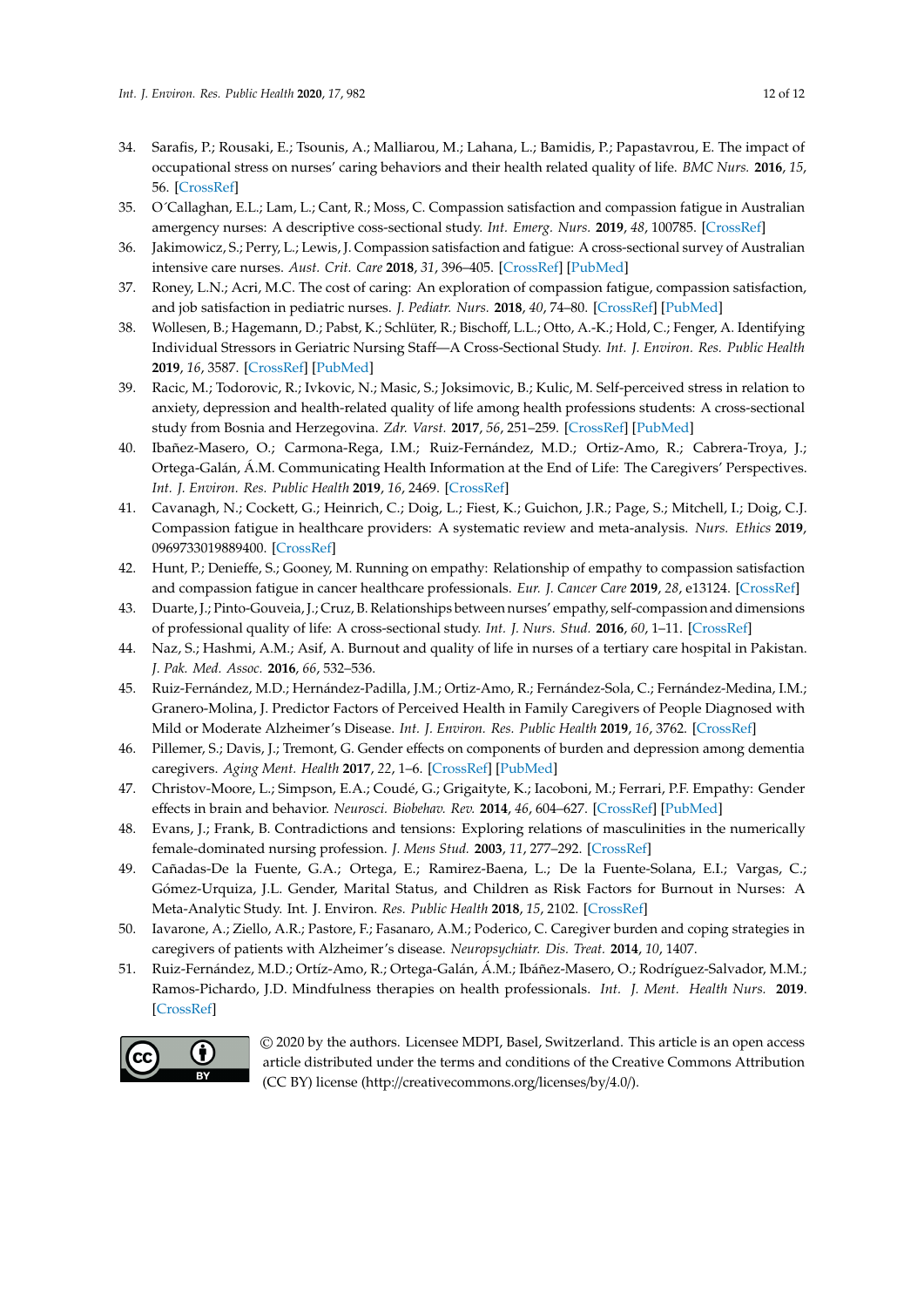34. Sarafis, P.; Rousaki, E.; Tsounis, A.; Malliarou, M.; Lahana, L.; Bamidis, P.; Papastavrou, E. The impact of occupational stress on nurses' caring behaviors and their health related quality of life. *BMC Nurs.* **2016**, *15*, 56. [CrossRef]
35. O´Callaghan, E.L.; Lam, L.; Cant, R.; Moss, C. Compassion satisfaction and compassion fatigue in Australian amergency nurses: A descriptive coss-sectional study. *Int. Emerg. Nurs.* **2019**, *48*, 100785. [CrossRef]
36. Jakimowicz, S.; Perry, L.; Lewis, J. Compassion satisfaction and fatigue: A cross-sectional survey of Australian intensive care nurses. *Aust. Crit. Care* **2018**, *31*, 396–405. [CrossRef] [PubMed]
37. Roney, L.N.; Acri, M.C. The cost of caring: An exploration of compassion fatigue, compassion satisfaction, and job satisfaction in pediatric nurses. *J. Pediatr. Nurs.* **2018**, *40*, 74–80. [CrossRef] [PubMed]
38. Wollesen, B.; Hagemann, D.; Pabst, K.; Schlüter, R.; Bischoff, L.L.; Otto, A.-K.; Hold, C.; Fenger, A. Identifying Individual Stressors in Geriatric Nursing Staff—A Cross-Sectional Study. *Int. J. Environ. Res. Public Health* **2019**, *16*, 3587. [CrossRef] [PubMed]
39. Racic, M.; Todorovic, R.; Ivkovic, N.; Masic, S.; Joksimovic, B.; Kulic, M. Self-perceived stress in relation to anxiety, depression and health-related quality of life among health professions students: A cross-sectional study from Bosnia and Herzegovina. *Zdr. Varst.* **2017**, *56*, 251–259. [CrossRef] [PubMed]
40. Ibañez-Masero, O.; Carmona-Rega, I.M.; Ruiz-Fernández, M.D.; Ortiz-Amo, R.; Cabrera-Troya, J.; Ortega-Galán, Á.M. Communicating Health Information at the End of Life: The Caregivers' Perspectives. *Int. J. Environ. Res. Public Health* **2019**, *16*, 2469. [CrossRef]
41. Cavanagh, N.; Cockett, G.; Heinrich, C.; Doig, L.; Fiest, K.; Guichon, J.R.; Page, S.; Mitchell, I.; Doig, C.J. Compassion fatigue in healthcare providers: A systematic review and meta-analysis. *Nurs. Ethics* **2019**, 0969733019889400. [CrossRef]
42. Hunt, P.; Denieffe, S.; Gooney, M. Running on empathy: Relationship of empathy to compassion satisfaction and compassion fatigue in cancer healthcare professionals. *Eur. J. Cancer Care* **2019**, *28*, e13124. [CrossRef]
43. Duarte, J.; Pinto-Gouveia, J.; Cruz, B. Relationships between nurses' empathy, self-compassion and dimensions of professional quality of life: A cross-sectional study. *Int. J. Nurs. Stud.* **2016**, *60*, 1–11. [CrossRef]
44. Naz, S.; Hashmi, A.M.; Asif, A. Burnout and quality of life in nurses of a tertiary care hospital in Pakistan. *J. Pak. Med. Assoc.* **2016**, *66*, 532–536.
45. Ruiz-Fernández, M.D.; Hernández-Padilla, J.M.; Ortiz-Amo, R.; Fernández-Sola, C.; Fernández-Medina, I.M.; Granero-Molina, J. Predictor Factors of Perceived Health in Family Caregivers of People Diagnosed with Mild or Moderate Alzheimer's Disease. *Int. J. Environ. Res. Public Health* **2019**, *16*, 3762. [CrossRef]
46. Pillemer, S.; Davis, J.; Tremont, G. Gender effects on components of burden and depression among dementia caregivers. *Aging Ment. Health* **2017**, *22*, 1–6. [CrossRef] [PubMed]
47. Christov-Moore, L.; Simpson, E.A.; Coudé, G.; Grigaityte, K.; Iacoboni, M.; Ferrari, P.F. Empathy: Gender effects in brain and behavior. *Neurosci. Biobehav. Rev.* **2014**, *46*, 604–627. [CrossRef] [PubMed]
48. Evans, J.; Frank, B. Contradictions and tensions: Exploring relations of masculinities in the numerically female-dominated nursing profession. *J. Mens Stud.* **2003**, *11*, 277–292. [CrossRef]
49. Cañadas-De la Fuente, G.A.; Ortega, E.; Ramirez-Baena, L.; De la Fuente-Solana, E.I.; Vargas, C.; Gómez-Urquiza, J.L. Gender, Marital Status, and Children as Risk Factors for Burnout in Nurses: A Meta-Analytic Study. Int. J. Environ. *Res. Public Health* **2018**, *15*, 2102. [CrossRef]
50. Iavarone, A.; Ziello, A.R.; Pastore, F.; Fasanaro, A.M.; Poderico, C. Caregiver burden and coping strategies in caregivers of patients with Alzheimer's disease. *Neuropsychiatr. Dis. Treat.* **2014**, *10*, 1407.
51. Ruiz-Fernández, M.D.; Ortíz-Amo, R.; Ortega-Galán, Á.M.; Ibáñez-Masero, O.; Rodríguez-Salvador, M.M.; Ramos-Pichardo, J.D. Mindfulness therapies on health professionals. *Int. J. Ment. Health Nurs.* **2019**. [CrossRef]

© 2020 by the authors. Licensee MDPI, Basel, Switzerland. This article is an open access article distributed under the terms and conditions of the Creative Commons Attribution (CC BY) license (http://creativecommons.org/licenses/by/4.0/).